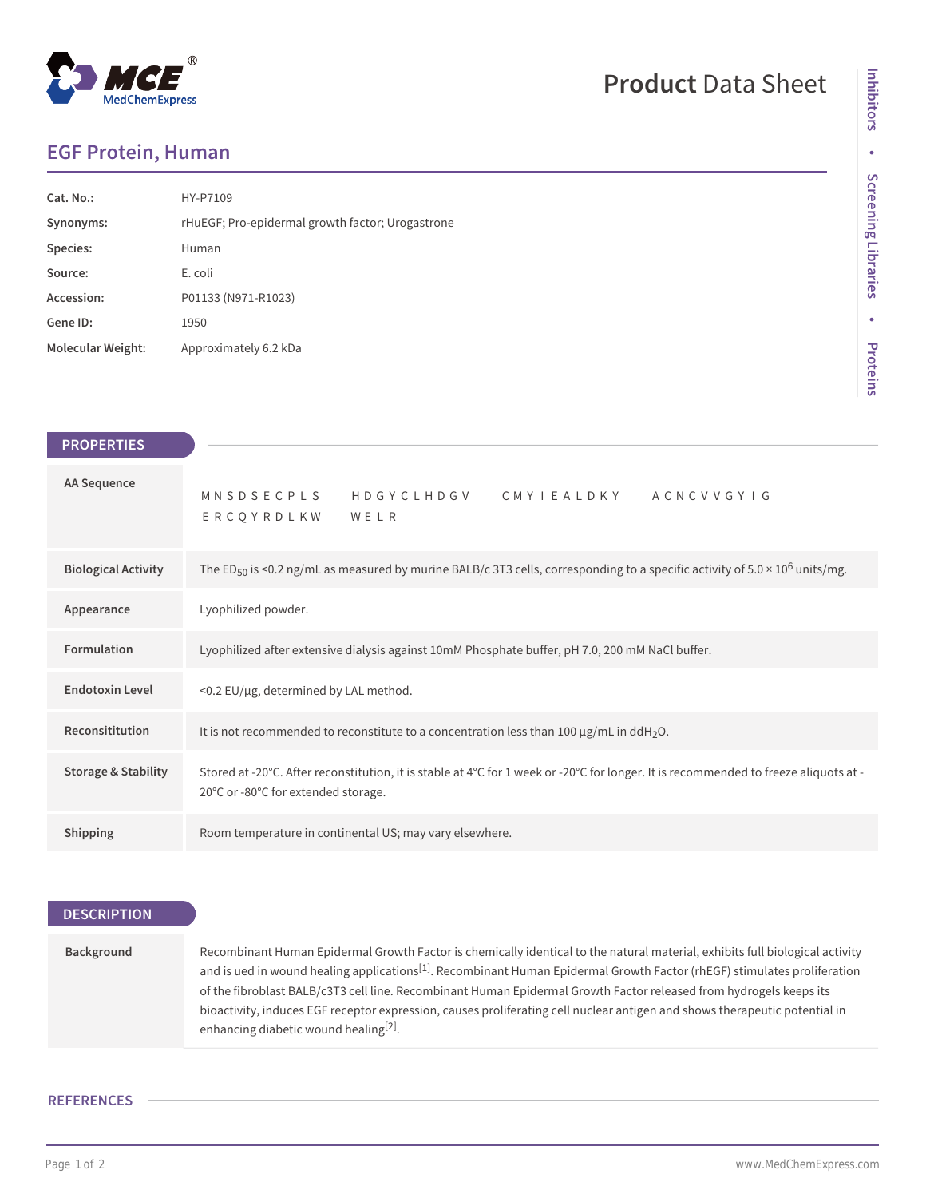# EGF Protein, Human

Product Data Sheet

| | |
|---|---|
| **Cat. No.:** | HY-P7109 |
| **Synonyms:** | rHuEGF; Pro-epidermal growth factor; Urogastrone |
| **Species:** | Human |
| **Source:** | E. coli |
| **Accession:** | P01133 (N971-R1023) |
| **Gene ID:** | 1950 |
| **Molecular Weight:** | Approximately 6.2 kDa |

## PROPERTIES

| | |
|---|---|
| **AA Sequence** | M N S D S E C P L S H D G Y C L H D G V C M Y I E A L D K Y A C N C V V G Y I G E R C Q Y R D L K W W E L R |
| **Biological Activity** | The $ED_{50}$ is <0.2 ng/mL as measured by murine BALB/c 3T3 cells, corresponding to a specific activity of 5.0 × $10^6$ units/mg. |
| **Appearance** | Lyophilized powder. |
| **Formulation** | Lyophilized after extensive dialysis against 10mM Phosphate buffer, pH 7.0, 200 mM NaCl buffer. |
| **Endotoxin Level** | <0.2 EU/μg, determined by LAL method. |
| **Reconsititution** | It is not recommended to reconstitute to a concentration less than 100 μg/mL in $ddH_2O$. |
| **Storage & Stability** | Stored at -20°C. After reconstitution, it is stable at 4°C for 1 week or -20°C for longer. It is recommended to freeze aliquots at -20°C or -80°C for extended storage. |
| **Shipping** | Room temperature in continental US; may vary elsewhere. |

## DESCRIPTION

| | |
|---|---|
| **Background** | Recombinant Human Epidermal Growth Factor is chemically identical to the natural material, exhibits full biological activity and is ued in wound healing applications[1]. Recombinant Human Epidermal Growth Factor (rhEGF) stimulates proliferation of the fibroblast BALB/c3T3 cell line. Recombinant Human Epidermal Growth Factor released from hydrogels keeps its bioactivity, induces EGF receptor expression, causes proliferating cell nuclear antigen and shows therapeutic potential in enhancing diabetic wound healing[2]. |

## REFERENCES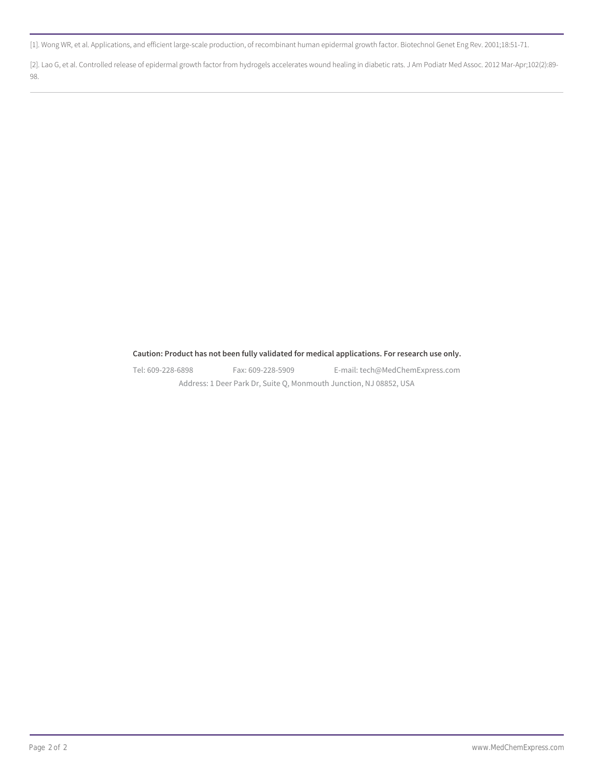[1]. Wong WR, et al. Applications, and efficient large-scale production, of recombinant human epidermal growth factor. Biotechnol Genet Eng Rev. 2001;18:51-71.

[2]. Lao G, et al. Controlled release of epidermal growth factor from hydrogels accelerates wound healing in diabetic rats. J Am Podiatr Med Assoc. 2012 Mar-Apr;102(2):89-98.

**Caution: Product has not been fully validated for medical applications. For research use only.**

Tel: 609-228-6898 Fax: 609-228-5909 E-mail: tech@MedChemExpress.com

Address: 1 Deer Park Dr, Suite Q, Monmouth Junction, NJ 08852, USA